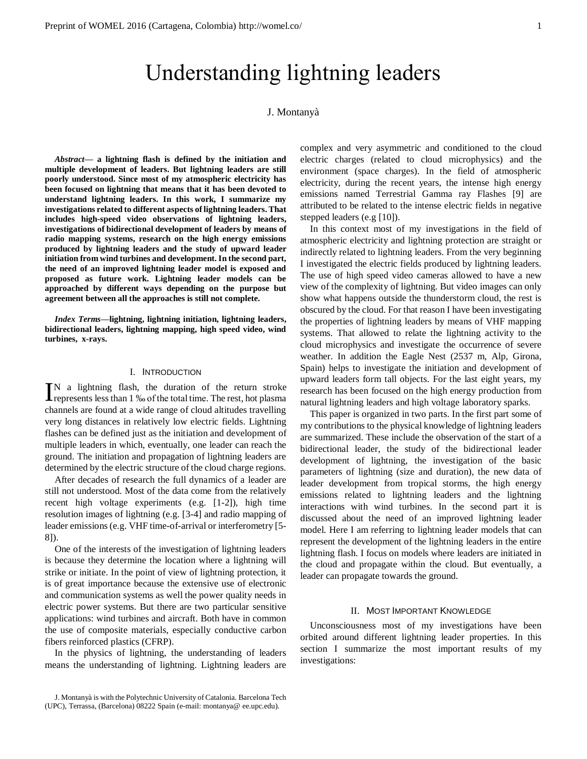# Understanding lightning leaders

J. Montanyà

***Abstract*— a lightning flash is defined by the initiation and multiple development of leaders. But lightning leaders are still poorly understood. Since most of my atmospheric electricity has been focused on lightning that means that it has been devoted to understand lightning leaders. In this work, I summarize my investigations related to different aspects of lightning leaders. That includes high-speed video observations of lightning leaders, investigations of bidirectional development of leaders by means of radio mapping systems, research on the high energy emissions produced by lightning leaders and the study of upward leader initiation from wind turbines and development. In the second part, the need of an improved lightning leader model is exposed and proposed as future work. Lightning leader models can be approached by different ways depending on the purpose but agreement between all the approaches is still not complete.**

***Index Terms*—lightning, lightning initiation, lightning leaders, bidirectional leaders, lightning mapping, high speed video, wind turbines, x-rays.**

## I. Introduction

In a lightning flash, the duration of the return stroke represents less than 1 ‰ of the total time. The rest, hot plasma channels are found at a wide range of cloud altitudes travelling very long distances in relatively low electric fields. Lightning flashes can be defined just as the initiation and development of multiple leaders in which, eventually, one leader can reach the ground. The initiation and propagation of lightning leaders are determined by the electric structure of the cloud charge regions.

After decades of research the full dynamics of a leader are still not understood. Most of the data come from the relatively recent high voltage experiments (e.g. [1-2]), high time resolution images of lightning (e.g. [3-4] and radio mapping of leader emissions (e.g. VHF time-of-arrival or interferometry [5-8]).

One of the interests of the investigation of lightning leaders is because they determine the location where a lightning will strike or initiate. In the point of view of lightning protection, it is of great importance because the extensive use of electronic and communication systems as well the power quality needs in electric power systems. But there are two particular sensitive applications: wind turbines and aircraft. Both have in common the use of composite materials, especially conductive carbon fibers reinforced plastics (CFRP).

In the physics of lightning, the understanding of leaders means the understanding of lightning. Lightning leaders are complex and very asymmetric and conditioned to the cloud electric charges (related to cloud microphysics) and the environment (space charges). In the field of atmospheric electricity, during the recent years, the intense high energy emissions named Terrestrial Gamma ray Flashes [9] are attributed to be related to the intense electric fields in negative stepped leaders (e.g [10]).

In this context most of my investigations in the field of atmospheric electricity and lightning protection are straight or indirectly related to lightning leaders. From the very beginning I investigated the electric fields produced by lightning leaders. The use of high speed video cameras allowed to have a new view of the complexity of lightning. But video images can only show what happens outside the thunderstorm cloud, the rest is obscured by the cloud. For that reason I have been investigating the properties of lightning leaders by means of VHF mapping systems. That allowed to relate the lightning activity to the cloud microphysics and investigate the occurrence of severe weather. In addition the Eagle Nest (2537 m, Alp, Girona, Spain) helps to investigate the initiation and development of upward leaders form tall objects. For the last eight years, my research has been focused on the high energy production from natural lightning leaders and high voltage laboratory sparks.

This paper is organized in two parts. In the first part some of my contributions to the physical knowledge of lightning leaders are summarized. These include the observation of the start of a bidirectional leader, the study of the bidirectional leader development of lightning, the investigation of the basic parameters of lightning (size and duration), the new data of leader development from tropical storms, the high energy emissions related to lightning leaders and the lightning interactions with wind turbines. In the second part it is discussed about the need of an improved lightning leader model. Here I am referring to lightning leader models that can represent the development of the lightning leaders in the entire lightning flash. I focus on models where leaders are initiated in the cloud and propagate within the cloud. But eventually, a leader can propagate towards the ground.

## II. Most Important Knowledge

Unconsciousness most of my investigations have been orbited around different lightning leader properties. In this section I summarize the most important results of my investigations:

J. Montanyà is with the Polytechnic University of Catalonia. Barcelona Tech (UPC), Terrassa, (Barcelona) 08222 Spain (e-mail: montanya@ ee.upc.edu).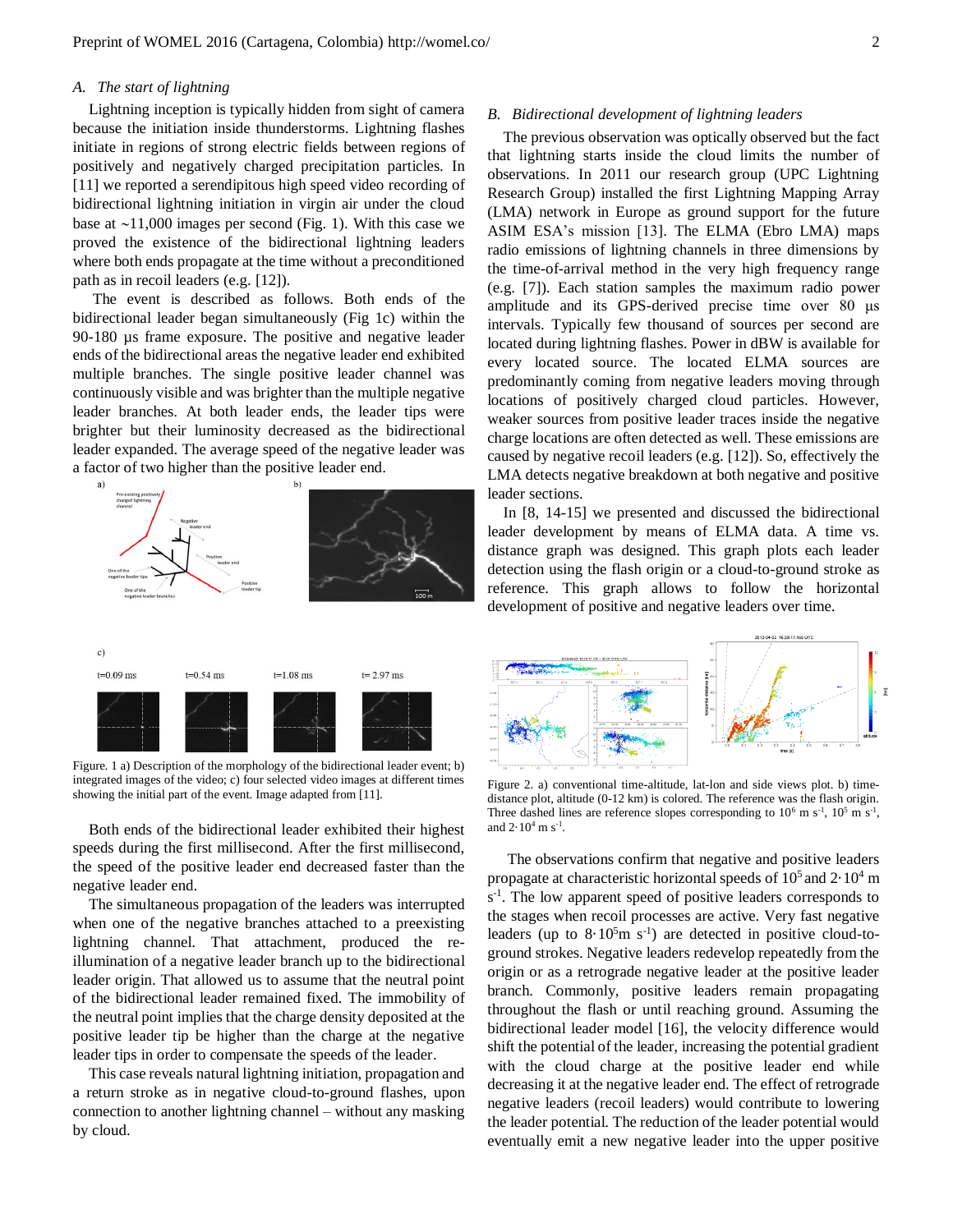### A. The start of lightning

Lightning inception is typically hidden from sight of camera because the initiation inside thunderstorms. Lightning flashes initiate in regions of strong electric fields between regions of positively and negatively charged precipitation particles. In [11] we reported a serendipitous high speed video recording of bidirectional lightning initiation in virgin air under the cloud base at ~11,000 images per second (Fig. 1). With this case we proved the existence of the bidirectional lightning leaders where both ends propagate at the time without a preconditioned path as in recoil leaders (e.g. [12]).

The event is described as follows. Both ends of the bidirectional leader began simultaneously (Fig 1c) within the 90-180 μs frame exposure. The positive and negative leader ends of the bidirectional areas the negative leader end exhibited multiple branches. The single positive leader channel was continuously visible and was brighter than the multiple negative leader branches. At both leader ends, the leader tips were brighter but their luminosity decreased as the bidirectional leader expanded. The average speed of the negative leader was a factor of two higher than the positive leader end.

Figure. 1 a) Description of the morphology of the bidirectional leader event; b) integrated images of the video; c) four selected video images at different times showing the initial part of the event. Image adapted from [11].

Both ends of the bidirectional leader exhibited their highest speeds during the first millisecond. After the first millisecond, the speed of the positive leader end decreased faster than the negative leader end.

The simultaneous propagation of the leaders was interrupted when one of the negative branches attached to a preexisting lightning channel. That attachment, produced the re-illumination of a negative leader branch up to the bidirectional leader origin. That allowed us to assume that the neutral point of the bidirectional leader remained fixed. The immobility of the neutral point implies that the charge density deposited at the positive leader tip be higher than the charge at the negative leader tips in order to compensate the speeds of the leader.

This case reveals natural lightning initiation, propagation and a return stroke as in negative cloud-to-ground flashes, upon connection to another lightning channel – without any masking by cloud.

### B. Bidirectional development of lightning leaders

The previous observation was optically observed but the fact that lightning starts inside the cloud limits the number of observations. In 2011 our research group (UPC Lightning Research Group) installed the first Lightning Mapping Array (LMA) network in Europe as ground support for the future ASIM ESA's mission [13]. The ELMA (Ebro LMA) maps radio emissions of lightning channels in three dimensions by the time-of-arrival method in the very high frequency range (e.g. [7]). Each station samples the maximum radio power amplitude and its GPS-derived precise time over 80 μs intervals. Typically few thousand of sources per second are located during lightning flashes. Power in dBW is available for every located source. The located ELMA sources are predominantly coming from negative leaders moving through locations of positively charged cloud particles. However, weaker sources from positive leader traces inside the negative charge locations are often detected as well. These emissions are caused by negative recoil leaders (e.g. [12]). So, effectively the LMA detects negative breakdown at both negative and positive leader sections.

In [8, 14-15] we presented and discussed the bidirectional leader development by means of ELMA data. A time vs. distance graph was designed. This graph plots each leader detection using the flash origin or a cloud-to-ground stroke as reference. This graph allows to follow the horizontal development of positive and negative leaders over time.

Figure 2. a) conventional time-altitude, lat-lon and side views plot. b) time-distance plot, altitude (0-12 km) is colored. The reference was the flash origin. Three dashed lines are reference slopes corresponding to $10^6$ m s$^{-1}$, $10^5$ m s$^{-1}$, and $2{\cdot}10^4$ m s$^{-1}$.

The observations confirm that negative and positive leaders propagate at characteristic horizontal speeds of $10^5$ and $2{\cdot}10^4$ m s$^{-1}$. The low apparent speed of positive leaders corresponds to the stages when recoil processes are active. Very fast negative leaders (up to $8{\cdot}10^5$m s$^{-1}$) are detected in positive cloud-to-ground strokes. Negative leaders redevelop repeatedly from the origin or as a retrograde negative leader at the positive leader branch. Commonly, positive leaders remain propagating throughout the flash or until reaching ground. Assuming the bidirectional leader model [16], the velocity difference would shift the potential of the leader, increasing the potential gradient with the cloud charge at the positive leader end while decreasing it at the negative leader end. The effect of retrograde negative leaders (recoil leaders) would contribute to lowering the leader potential. The reduction of the leader potential would eventually emit a new negative leader into the upper positive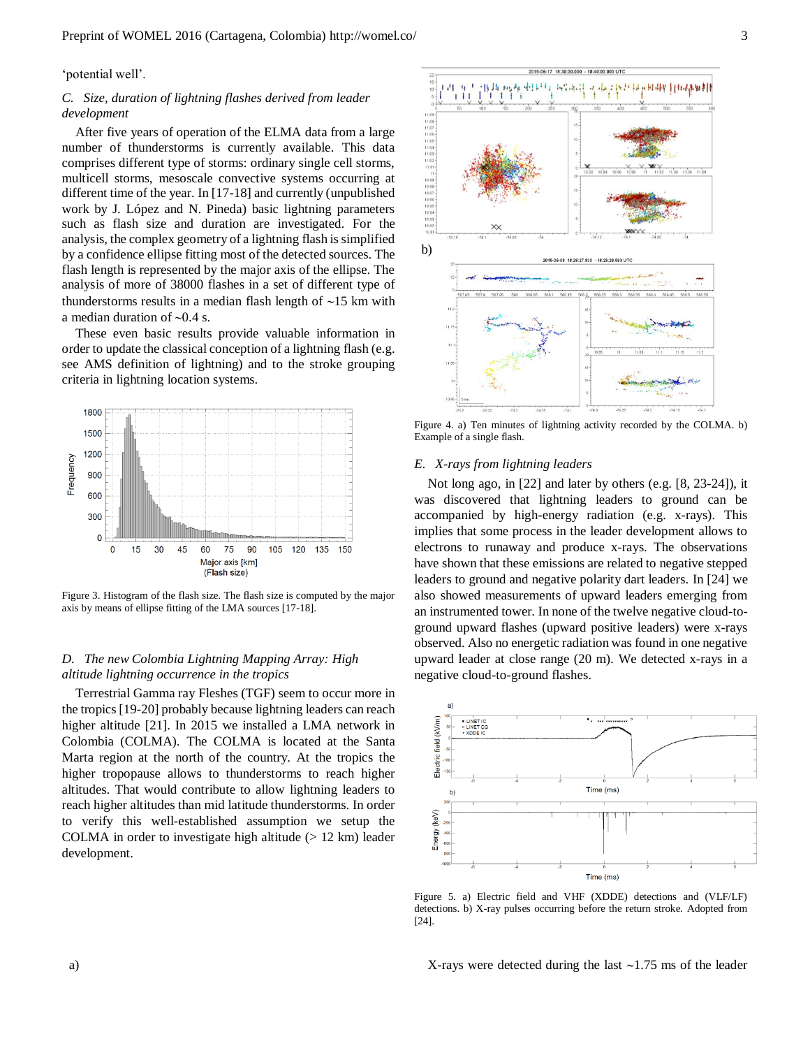'potential well'.

### C. Size, duration of lightning flashes derived from leader development

After five years of operation of the ELMA data from a large number of thunderstorms is currently available. This data comprises different type of storms: ordinary single cell storms, multicell storms, mesoscale convective systems occurring at different time of the year. In [17-18] and currently (unpublished work by J. López and N. Pineda) basic lightning parameters such as flash size and duration are investigated. For the analysis, the complex geometry of a lightning flash is simplified by a confidence ellipse fitting most of the detected sources. The flash length is represented by the major axis of the ellipse. The analysis of more of 38000 flashes in a set of different type of thunderstorms results in a median flash length of ~15 km with a median duration of ~0.4 s.

These even basic results provide valuable information in order to update the classical conception of a lightning flash (e.g. see AMS definition of lightning) and to the stroke grouping criteria in lightning location systems.

Figure 3. Histogram of the flash size. The flash size is computed by the major axis by means of ellipse fitting of the LMA sources [17-18].

### D. The new Colombia Lightning Mapping Array: High altitude lightning occurrence in the tropics

Terrestrial Gamma ray Fleshes (TGF) seem to occur more in the tropics [19-20] probably because lightning leaders can reach higher altitude [21]. In 2015 we installed a LMA network in Colombia (COLMA). The COLMA is located at the Santa Marta region at the north of the country. At the tropics the higher tropopause allows to thunderstorms to reach higher altitudes. That would contribute to allow lightning leaders to reach higher altitudes than mid latitude thunderstorms. In order to verify this well-established assumption we setup the COLMA in order to investigate high altitude (> 12 km) leader development.

a)

b)

Figure 4. a) Ten minutes of lightning activity recorded by the COLMA. b) Example of a single flash.

### E. X-rays from lightning leaders

Not long ago, in [22] and later by others (e.g. [8, 23-24]), it was discovered that lightning leaders to ground can be accompanied by high-energy radiation (e.g. x-rays). This implies that some process in the leader development allows to electrons to runaway and produce x-rays. The observations have shown that these emissions are related to negative stepped leaders to ground and negative polarity dart leaders. In [24] we also showed measurements of upward leaders emerging from an instrumented tower. In none of the twelve negative cloud-to-ground upward flashes (upward positive leaders) were x-rays observed. Also no energetic radiation was found in one negative upward leader at close range (20 m). We detected x-rays in a negative cloud-to-ground flashes.

Figure 5. a) Electric field and VHF (XDDE) detections and (VLF/LF) detections. b) X-ray pulses occurring before the return stroke. Adopted from [24].

X-rays were detected during the last ~1.75 ms of the leader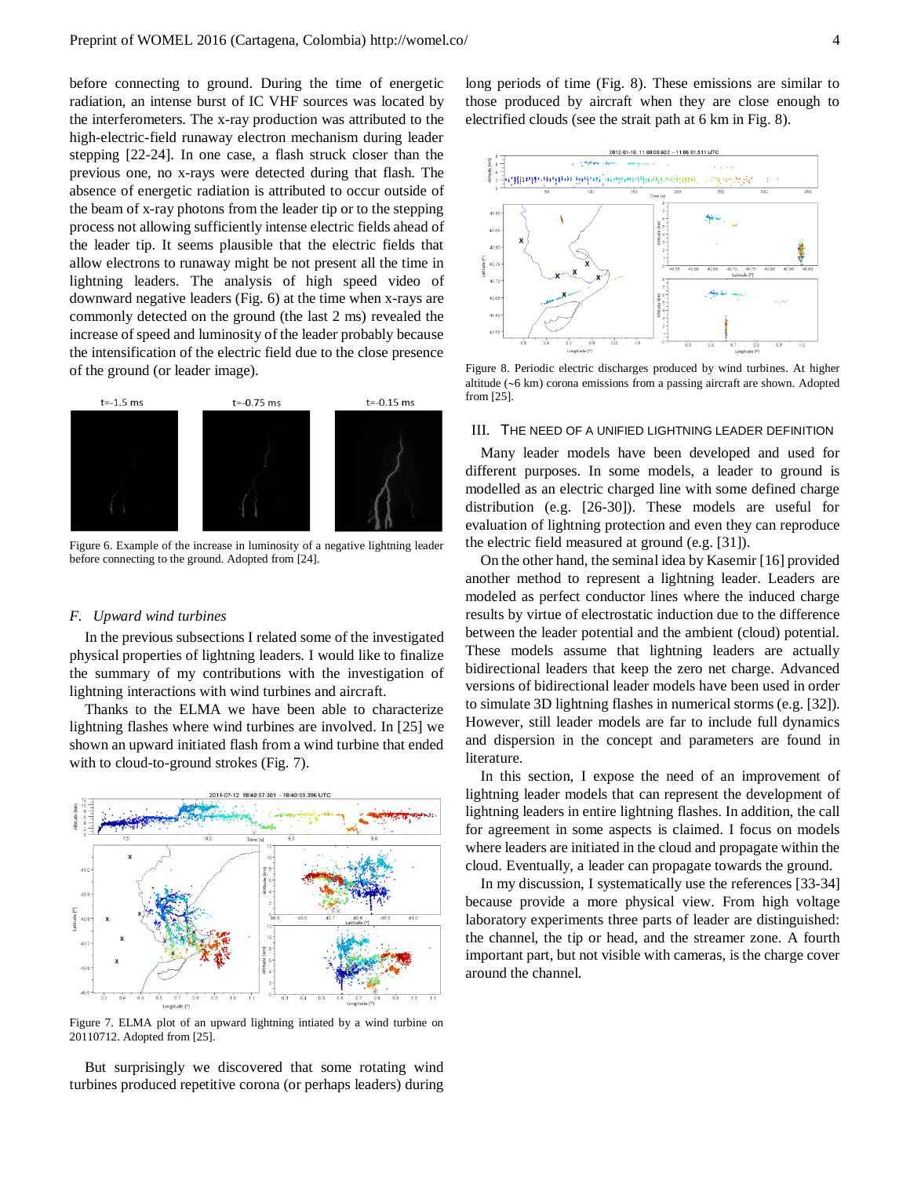before connecting to ground. During the time of energetic radiation, an intense burst of IC VHF sources was located by the interferometers. The x-ray production was attributed to the high-electric-field runaway electron mechanism during leader stepping [22-24]. In one case, a flash struck closer than the previous one, no x-rays were detected during that flash. The absence of energetic radiation is attributed to occur outside of the beam of x-ray photons from the leader tip or to the stepping process not allowing sufficiently intense electric fields ahead of the leader tip. It seems plausible that the electric fields that allow electrons to runaway might be not present all the time in lightning leaders. The analysis of high speed video of downward negative leaders (Fig. 6) at the time when x-rays are commonly detected on the ground (the last 2 ms) revealed the increase of speed and luminosity of the leader probably because the intensification of the electric field due to the close presence of the ground (or leader image).

Figure 6. Example of the increase in luminosity of a negative lightning leader before connecting to the ground. Adopted from [24].

### *F. Upward wind turbines*

In the previous subsections I related some of the investigated physical properties of lightning leaders. I would like to finalize the summary of my contributions with the investigation of lightning interactions with wind turbines and aircraft.

Thanks to the ELMA we have been able to characterize lightning flashes where wind turbines are involved. In [25] we shown an upward initiated flash from a wind turbine that ended with to cloud-to-ground strokes (Fig. 7).

Figure 7. ELMA plot of an upward lightning intiated by a wind turbine on 20110712. Adopted from [25].

But surprisingly we discovered that some rotating wind turbines produced repetitive corona (or perhaps leaders) during long periods of time (Fig. 8). These emissions are similar to those produced by aircraft when they are close enough to electrified clouds (see the strait path at 6 km in Fig. 8).

Figure 8. Periodic electric discharges produced by wind turbines. At higher altitude (~6 km) corona emissions from a passing aircraft are shown. Adopted from [25].

## III. The need of a unified lightning leader definition

Many leader models have been developed and used for different purposes. In some models, a leader to ground is modelled as an electric charged line with some defined charge distribution (e.g. [26-30]). These models are useful for evaluation of lightning protection and even they can reproduce the electric field measured at ground (e.g. [31]).

On the other hand, the seminal idea by Kasemir [16] provided another method to represent a lightning leader. Leaders are modeled as perfect conductor lines where the induced charge results by virtue of electrostatic induction due to the difference between the leader potential and the ambient (cloud) potential. These models assume that lightning leaders are actually bidirectional leaders that keep the zero net charge. Advanced versions of bidirectional leader models have been used in order to simulate 3D lightning flashes in numerical storms (e.g. [32]). However, still leader models are far to include full dynamics and dispersion in the concept and parameters are found in literature.

In this section, I expose the need of an improvement of lightning leader models that can represent the development of lightning leaders in entire lightning flashes. In addition, the call for agreement in some aspects is claimed. I focus on models where leaders are initiated in the cloud and propagate within the cloud. Eventually, a leader can propagate towards the ground.

In my discussion, I systematically use the references [33-34] because provide a more physical view. From high voltage laboratory experiments three parts of leader are distinguished: the channel, the tip or head, and the streamer zone. A fourth important part, but not visible with cameras, is the charge cover around the channel.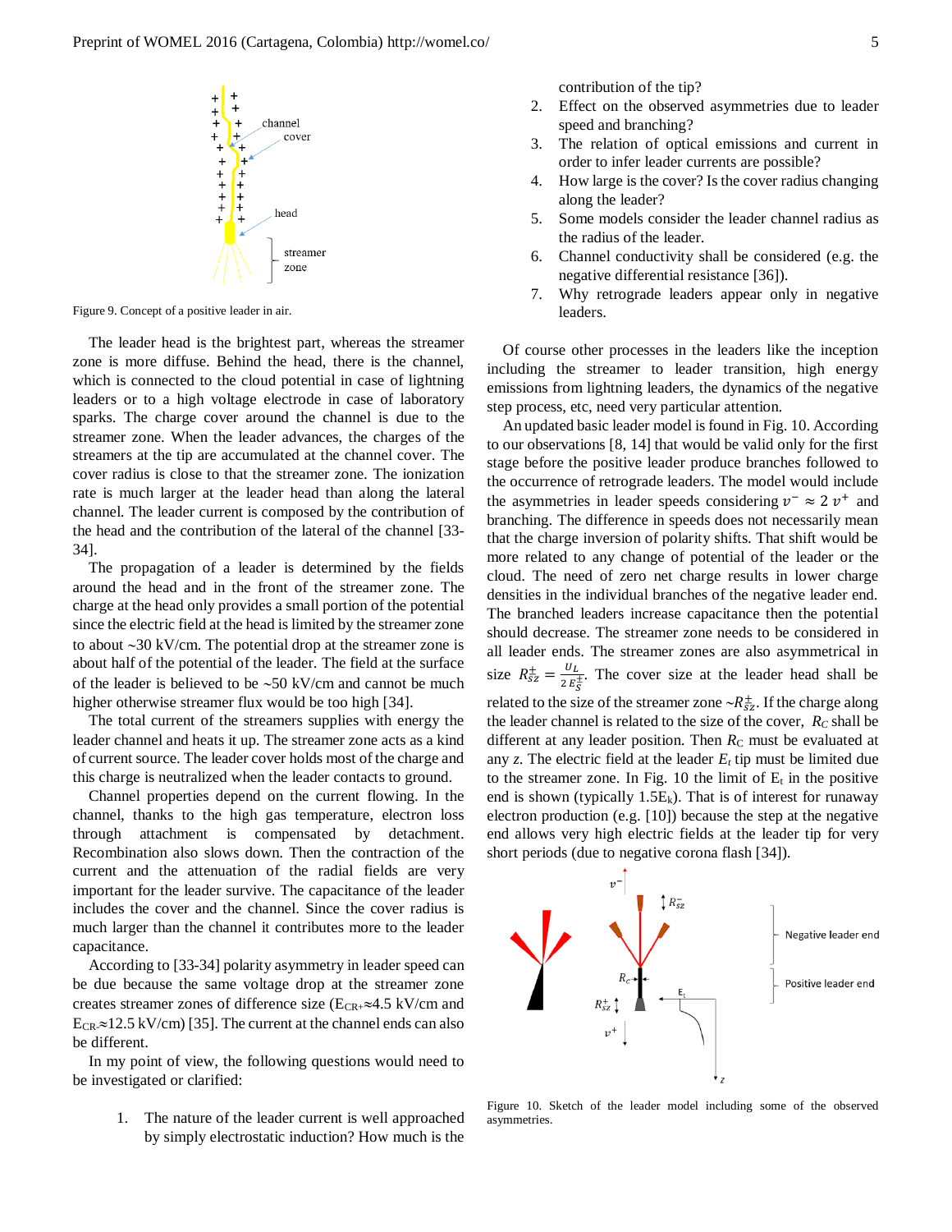Figure 9. Concept of a positive leader in air.

The leader head is the brightest part, whereas the streamer zone is more diffuse. Behind the head, there is the channel, which is connected to the cloud potential in case of lightning leaders or to a high voltage electrode in case of laboratory sparks. The charge cover around the channel is due to the streamer zone. When the leader advances, the charges of the streamers at the tip are accumulated at the channel cover. The cover radius is close to that the streamer zone. The ionization rate is much larger at the leader head than along the lateral channel. The leader current is composed by the contribution of the head and the contribution of the lateral of the channel [33-34].

The propagation of a leader is determined by the fields around the head and in the front of the streamer zone. The charge at the head only provides a small portion of the potential since the electric field at the head is limited by the streamer zone to about ~30 kV/cm. The potential drop at the streamer zone is about half of the potential of the leader. The field at the surface of the leader is believed to be ~50 kV/cm and cannot be much higher otherwise streamer flux would be too high [34].

The total current of the streamers supplies with energy the leader channel and heats it up. The streamer zone acts as a kind of current source. The leader cover holds most of the charge and this charge is neutralized when the leader contacts to ground.

Channel properties depend on the current flowing. In the channel, thanks to the high gas temperature, electron loss through attachment is compensated by detachment. Recombination also slows down. Then the contraction of the current and the attenuation of the radial fields are very important for the leader survive. The capacitance of the leader includes the cover and the channel. Since the cover radius is much larger than the channel it contributes more to the leader capacitance.

According to [33-34] polarity asymmetry in leader speed can be due because the same voltage drop at the streamer zone creates streamer zones of difference size ($E_{CR+}$≈4.5 kV/cm and $E_{CR-}$≈12.5 kV/cm) [35]. The current at the channel ends can also be different.

In my point of view, the following questions would need to be investigated or clarified:

1. The nature of the leader current is well approached by simply electrostatic induction? How much is the contribution of the tip?
2. Effect on the observed asymmetries due to leader speed and branching?
3. The relation of optical emissions and current in order to infer leader currents are possible?
4. How large is the cover? Is the cover radius changing along the leader?
5. Some models consider the leader channel radius as the radius of the leader.
6. Channel conductivity shall be considered (e.g. the negative differential resistance [36]).
7. Why retrograde leaders appear only in negative leaders.

Of course other processes in the leaders like the inception including the streamer to leader transition, high energy emissions from lightning leaders, the dynamics of the negative step process, etc, need very particular attention.

An updated basic leader model is found in Fig. 10. According to our observations [8, 14] that would be valid only for the first stage before the positive leader produce branches followed to the occurrence of retrograde leaders. The model would include the asymmetries in leader speeds considering $v^- \approx 2\, v^+$ and branching. The difference in speeds does not necessarily mean that the charge inversion of polarity shifts. That shift would be more related to any change of potential of the leader or the cloud. The need of zero net charge results in lower charge densities in the individual branches of the negative leader end. The branched leaders increase capacitance then the potential should decrease. The streamer zone needs to be considered in all leader ends. The streamer zones are also asymmetrical in size $R_{SZ}^{\pm} = \frac{U_L}{2\, E_S^{\pm}}$. The cover size at the leader head shall be related to the size of the streamer zone ~$R_{SZ}^{\pm}$. If the charge along the leader channel is related to the size of the cover, $R_C$ shall be different at any leader position. Then $R_C$ must be evaluated at any $z$. The electric field at the leader $E_t$ tip must be limited due to the streamer zone. In Fig. 10 the limit of $E_t$ in the positive end is shown (typically $1.5E_k$). That is of interest for runaway electron production (e.g. [10]) because the step at the negative end allows very high electric fields at the leader tip for very short periods (due to negative corona flash [34]).

Figure 10. Sketch of the leader model including some of the observed asymmetries.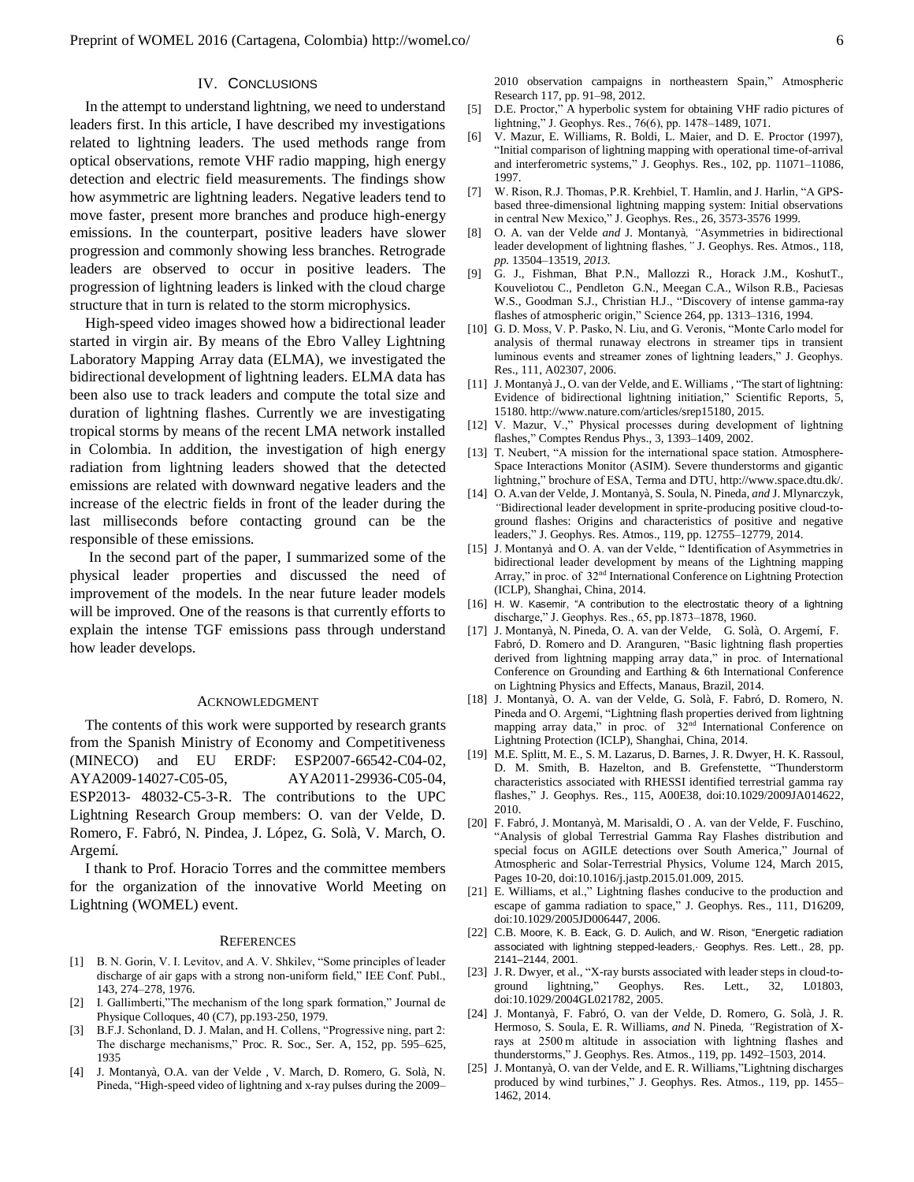## IV. Conclusions

In the attempt to understand lightning, we need to understand leaders first. In this article, I have described my investigations related to lightning leaders. The used methods range from optical observations, remote VHF radio mapping, high energy detection and electric field measurements. The findings show how asymmetric are lightning leaders. Negative leaders tend to move faster, present more branches and produce high-energy emissions. In the counterpart, positive leaders have slower progression and commonly showing less branches. Retrograde leaders are observed to occur in positive leaders. The progression of lightning leaders is linked with the cloud charge structure that in turn is related to the storm microphysics.

High-speed video images showed how a bidirectional leader started in virgin air. By means of the Ebro Valley Lightning Laboratory Mapping Array data (ELMA), we investigated the bidirectional development of lightning leaders. ELMA data has been also use to track leaders and compute the total size and duration of lightning flashes. Currently we are investigating tropical storms by means of the recent LMA network installed in Colombia. In addition, the investigation of high energy radiation from lightning leaders showed that the detected emissions are related with downward negative leaders and the increase of the electric fields in front of the leader during the last milliseconds before contacting ground can be the responsible of these emissions.

In the second part of the paper, I summarized some of the physical leader properties and discussed the need of improvement of the models. In the near future leader models will be improved. One of the reasons is that currently efforts to explain the intense TGF emissions pass through understand how leader develops.

## Acknowledgment

The contents of this work were supported by research grants from the Spanish Ministry of Economy and Competitiveness (MINECO) and EU ERDF: ESP2007-66542-C04-02, AYA2009-14027-C05-05, AYA2011-29936-C05-04, ESP2013- 48032-C5-3-R. The contributions to the UPC Lightning Research Group members: O. van der Velde, D. Romero, F. Fabró, N. Pindea, J. López, G. Solà, V. March, O. Argemí.

I thank to Prof. Horacio Torres and the committee members for the organization of the innovative World Meeting on Lightning (WOMEL) event.

## References

[1] B. N. Gorin, V. I. Levitov, and A. V. Shkilev, "Some principles of leader discharge of air gaps with a strong non-uniform field," IEE Conf. Publ., 143, 274–278, 1976.

[2] I. Gallimberti,"The mechanism of the long spark formation," Journal de Physique Colloques, 40 (C7), pp.193-250, 1979.

[3] B.F.J. Schonland, D. J. Malan, and H. Collens, "Progressive ning, part 2: The discharge mechanisms," Proc. R. Soc., Ser. A, 152, pp. 595–625, 1935

[4] J. Montanyà, O.A. van der Velde , V. March, D. Romero, G. Solà, N. Pineda, "High-speed video of lightning and x-ray pulses during the 2009–2010 observation campaigns in northeastern Spain," Atmospheric Research 117, pp. 91–98, 2012.

[5] D.E. Proctor," A hyperbolic system for obtaining VHF radio pictures of lightning," J. Geophys. Res., 76(6), pp. 1478–1489, 1071.

[6] V. Mazur, E. Williams, R. Boldi, L. Maier, and D. E. Proctor (1997), "Initial comparison of lightning mapping with operational time-of-arrival and interferometric systems," J. Geophys. Res., 102, pp. 11071–11086, 1997.

[7] W. Rison, R.J. Thomas, P.R. Krehbiel, T. Hamlin, and J. Harlin, "A GPS-based three-dimensional lightning mapping system: Initial observations in central New Mexico," J. Geophys. Res., 26, 3573-3576 1999.

[8] O. A. van der Velde *and* J. Montanyà*, "*Asymmetries in bidirectional leader development of lightning flashes*,"* J. Geophys. Res. Atmos., 118, *pp.* 13504–13519, *2013.*

[9] G. J., Fishman, Bhat P.N., Mallozzi R., Horack J.M., KoshutT., Kouveliotou C., Pendleton G.N., Meegan C.A., Wilson R.B., Paciesas W.S., Goodman S.J., Christian H.J., "Discovery of intense gamma-ray flashes of atmospheric origin," Science 264, pp. 1313–1316, 1994.

[10] G. D. Moss, V. P. Pasko, N. Liu, and G. Veronis, "Monte Carlo model for analysis of thermal runaway electrons in streamer tips in transient luminous events and streamer zones of lightning leaders," J. Geophys. Res., 111, A02307, 2006.

[11] J. Montanyà J., O. van der Velde, and E. Williams , "The start of lightning: Evidence of bidirectional lightning initiation," Scientific Reports, 5, 15180. http://www.nature.com/articles/srep15180, 2015.

[12] V. Mazur, V.," Physical processes during development of lightning flashes," Comptes Rendus Phys., 3, 1393–1409, 2002.

[13] T. Neubert, "A mission for the international space station. Atmosphere-Space Interactions Monitor (ASIM). Severe thunderstorms and gigantic lightning," brochure of ESA, Terma and DTU, http://www.space.dtu.dk/.

[14] O. A.van der Velde, J. Montanyà, S. Soula, N. Pineda, *and* J. Mlynarczyk, *"*Bidirectional leader development in sprite-producing positive cloud-to-ground flashes: Origins and characteristics of positive and negative leaders," J. Geophys. Res. Atmos., 119, pp. 12755–12779, 2014.

[15] J. Montanyà and O. A. van der Velde, " Identification of Asymmetries in bidirectional leader development by means of the Lightning mapping Array," in proc. of 32nd International Conference on Lightning Protection (ICLP), Shanghai, China, 2014.

[16] H. W. Kasemir, "A contribution to the electrostatic theory of a lightning discharge," J. Geophys. Res., 65, pp.1873–1878, 1960.

[17] J. Montanyà, N. Pineda, O. A. van der Velde, G. Solà, O. Argemí, F. Fabró, D. Romero and D. Aranguren, "Basic lightning flash properties derived from lightning mapping array data," in proc. of International Conference on Grounding and Earthing & 6th International Conference on Lightning Physics and Effects, Manaus, Brazil, 2014.

[18] J. Montanyà, O. A. van der Velde, G. Solà, F. Fabró, D. Romero, N. Pineda and O. Argemí, "Lightning flash properties derived from lightning mapping array data," in proc. of 32nd International Conference on Lightning Protection (ICLP), Shanghai, China, 2014.

[19] M.E. Splitt, M. E., S. M. Lazarus, D. Barnes, J. R. Dwyer, H. K. Rassoul, D. M. Smith, B. Hazelton, and B. Grefenstette, "Thunderstorm characteristics associated with RHESSI identified terrestrial gamma ray flashes," J. Geophys. Res., 115, A00E38, doi:10.1029/2009JA014622, 2010.

[20] F. Fabró, J. Montanyà, M. Marisaldi, O . A. van der Velde, F. Fuschino, "Analysis of global Terrestrial Gamma Ray Flashes distribution and special focus on AGILE detections over South America," Journal of Atmospheric and Solar-Terrestrial Physics, Volume 124, March 2015, Pages 10-20, doi:10.1016/j.jastp.2015.01.009, 2015.

[21] E. Williams, et al.," Lightning flashes conducive to the production and escape of gamma radiation to space," J. Geophys. Res., 111, D16209, doi:10.1029/2005JD006447, 2006.

[22] C.B. Moore, K. B. Eack, G. D. Aulich, and W. Rison, "Energetic radiation associated with lightning stepped-leaders,· Geophys. Res. Lett., 28, pp. 2141–2144, 2001.

[23] J. R. Dwyer, et al., "X-ray bursts associated with leader steps in cloud-to-ground lightning," Geophys. Res. Lett., 32, L01803, doi:10.1029/2004GL021782, 2005.

[24] J. Montanyà, F. Fabró, O. van der Velde, D. Romero, G. Solà, J. R. Hermoso, S. Soula, E. R. Williams, *and* N. Pineda*, "*Registration of X-rays at 2500 m altitude in association with lightning flashes and thunderstorms," J. Geophys. Res. Atmos., 119, pp. 1492–1503, 2014.

[25] J. Montanyà, O. van der Velde, and E. R. Williams,"Lightning discharges produced by wind turbines," J. Geophys. Res. Atmos., 119, pp. 1455–1462, 2014.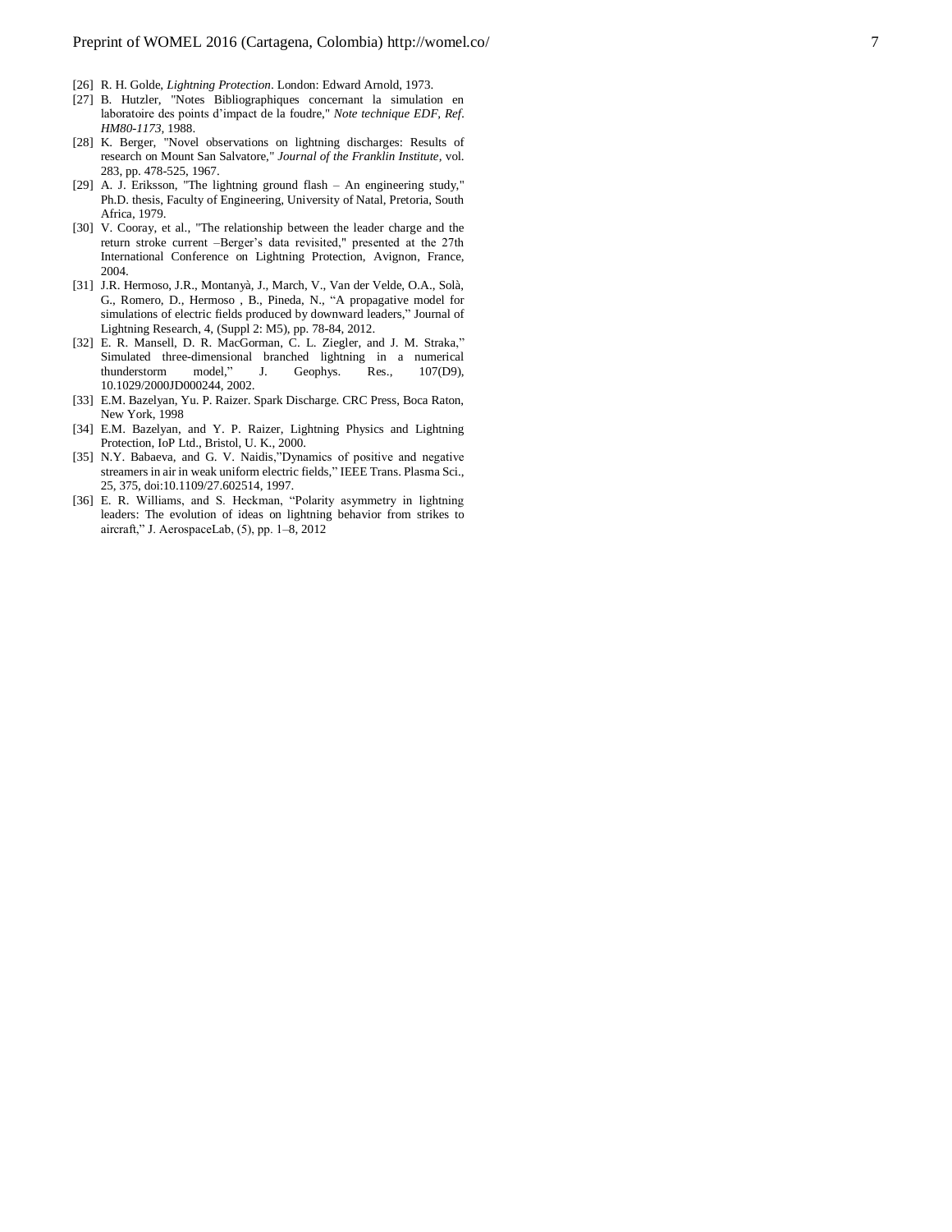[26] R. H. Golde, *Lightning Protection*. London: Edward Arnold, 1973.

[27] B. Hutzler, "Notes Bibliographiques concernant la simulation en laboratoire des points d'impact de la foudre," *Note technique EDF, Ref. HM80-1173*, 1988.

[28] K. Berger, "Novel observations on lightning discharges: Results of research on Mount San Salvatore," *Journal of the Franklin Institute*, vol. 283, pp. 478-525, 1967.

[29] A. J. Eriksson, "The lightning ground flash – An engineering study," Ph.D. thesis, Faculty of Engineering, University of Natal, Pretoria, South Africa, 1979.

[30] V. Cooray, et al., "The relationship between the leader charge and the return stroke current –Berger's data revisited," presented at the 27th International Conference on Lightning Protection, Avignon, France, 2004.

[31] J.R. Hermoso, J.R., Montanyà, J., March, V., Van der Velde, O.A., Solà, G., Romero, D., Hermoso , B., Pineda, N., "A propagative model for simulations of electric fields produced by downward leaders," Journal of Lightning Research, 4, (Suppl 2: M5), pp. 78-84, 2012.

[32] E. R. Mansell, D. R. MacGorman, C. L. Ziegler, and J. M. Straka," Simulated three-dimensional branched lightning in a numerical thunderstorm model," J. Geophys. Res., 107(D9), 10.1029/2000JD000244, 2002.

[33] E.M. Bazelyan, Yu. P. Raizer. Spark Discharge. CRC Press, Boca Raton, New York, 1998

[34] E.M. Bazelyan, and Y. P. Raizer, Lightning Physics and Lightning Protection, IoP Ltd., Bristol, U. K., 2000.

[35] N.Y. Babaeva, and G. V. Naidis,"Dynamics of positive and negative streamers in air in weak uniform electric fields," IEEE Trans. Plasma Sci., 25, 375, doi:10.1109/27.602514, 1997.

[36] E. R. Williams, and S. Heckman, "Polarity asymmetry in lightning leaders: The evolution of ideas on lightning behavior from strikes to aircraft," J. AerospaceLab, (5), pp. 1–8, 2012